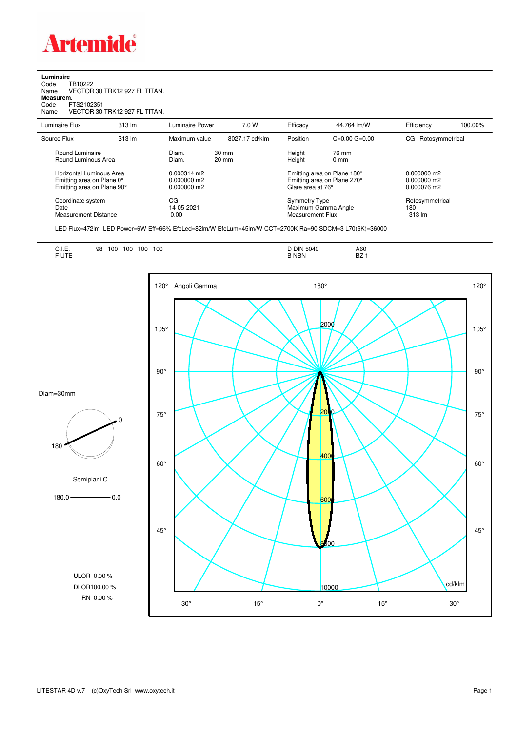# Artemide

**Luminaire**
Code TB10222
Name VECTOR 30 TRK12 927 FL TITAN.
**Measurem.**
Code FTS2102351
Name VECTOR 30 TRK12 927 FL TITAN.

| Luminaire Flux | 313 lm | Luminaire Power | 7.0 W | Efficacy | 44.764 lm/W | Efficiency | 100.00% |
|---|---|---|---|---|---|---|---|
| Source Flux | 313 lm | Maximum value | 8027.17 cd/klm | Position | C=0.00 G=0.00 | CG Rotosymmetrical | |

| | | | | |
|---|---|---|---|---|
| Round Luminaire | Diam. 30 mm | Height 76 mm | | |
| Round Luminous Area | Diam. 20 mm | Height 0 mm | | |
| Horizontal Luminous Area | 0.000314 m2 | Emitting area on Plane 180° | 0.000000 m2 | |
| Emitting area on Plane 0° | 0.000000 m2 | Emitting area on Plane 270° | 0.000000 m2 | |
| Emitting area on Plane 90° | 0.000000 m2 | Glare area at 76° | 0.000076 m2 | |

| | | | |
|---|---|---|---|
| Coordinate system | CG | Symmetry Type | Rotosymmetrical |
| Date | 14-05-2021 | Maximum Gamma Angle | 180 |
| Measurement Distance | 0.00 | Measurement Flux | 313 lm |

LED Flux=472lm LED Power=6W Eff=66% EfcLed=82lm/W EfcLum=45lm/W CCT=2700K Ra=90 SDCM=3 L70(6K)=36000

| | | | |
|---|---|---|---|
| C.I.E. | 98 100 100 100 100 | D DIN 5040 | A60 |
| F UTE | -- | B NBN | BZ 1 |

Diam=30mm

Semipiani C

180.0 — 0.0

ULOR 0.00 %
DLOR100.00 %
RN 0.00 %

Angoli Gamma — cd/klm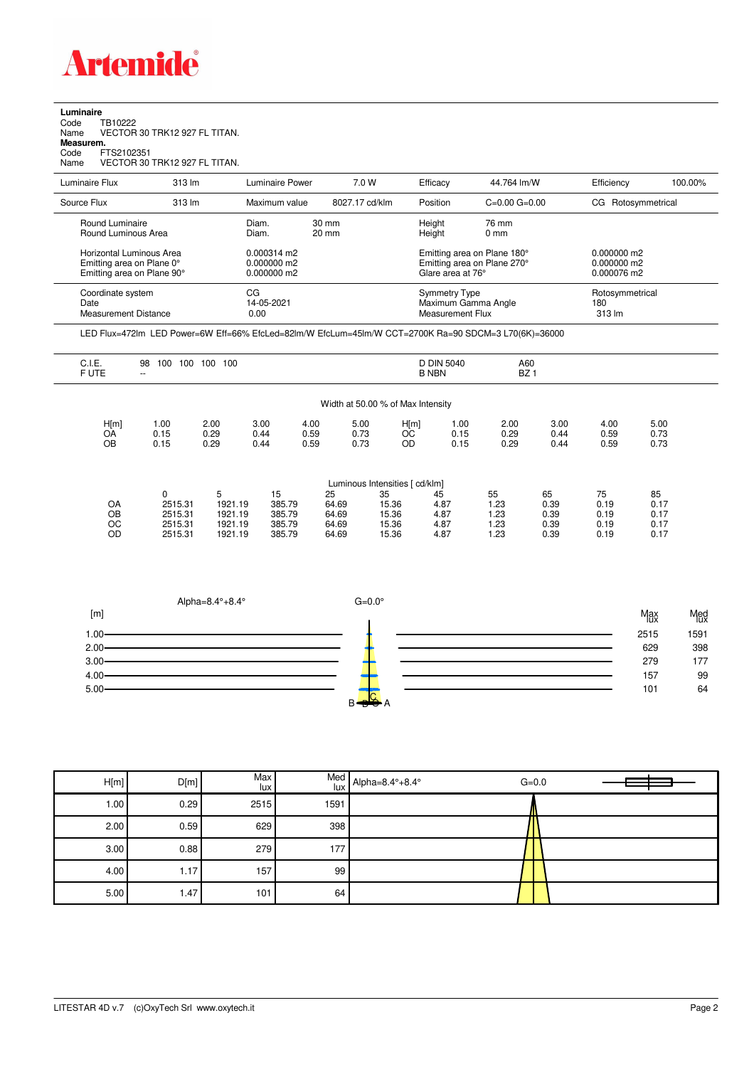**Artemide**

**Luminaire**
Code TB10222
Name VECTOR 30 TRK12 927 FL TITAN.
**Measurem.**
Code FTS2102351
Name VECTOR 30 TRK12 927 FL TITAN.

| | | | | | | | |
|---|---|---|---|---|---|---|---|
| Luminaire Flux | 313 lm | Luminaire Power | 7.0 W | Efficacy | 44.764 lm/W | Efficiency | 100.00% |
| Source Flux | 313 lm | Maximum value | 8027.17 cd/klm | Position | C=0.00 G=0.00 | CG Rotosymmetrical | |

| | | | | | |
|---|---|---|---|---|---|
| Round Luminaire | Diam. | 30 mm | Height | 76 mm | |
| Round Luminous Area | Diam. | 20 mm | Height | 0 mm | |
| Horizontal Luminous Area | 0.000314 m2 | | Emitting area on Plane 180° | | 0.000000 m2 |
| Emitting area on Plane 0° | 0.000000 m2 | | Emitting area on Plane 270° | | 0.000000 m2 |
| Emitting area on Plane 90° | 0.000000 m2 | | Glare area at 76° | | 0.000076 m2 |

| | | | |
|---|---|---|---|
| Coordinate system | CG | Symmetry Type | Rotosymmetrical |
| Date | 14-05-2021 | Maximum Gamma Angle | 180 |
| Measurement Distance | 0.00 | Measurement Flux | 313 lm |

LED Flux=472lm LED Power=6W Eff=66% EfcLed=82lm/W EfcLum=45lm/W CCT=2700K Ra=90 SDCM=3 L70(6K)=36000

| | | | |
|---|---|---|---|
| C.I.E. | 98 100 100 100 100 | D DIN 5040 | A60 |
| F UTE | -- | B NBN | BZ 1 |

Width at 50.00 % of Max Intensity

| H[m] | 1.00 | 2.00 | 3.00 | 4.00 | 5.00 | H[m] | 1.00 | 2.00 | 3.00 | 4.00 | 5.00 |
|---|---|---|---|---|---|---|---|---|---|---|---|
| OA | 0.15 | 0.29 | 0.44 | 0.59 | 0.73 | OC | 0.15 | 0.29 | 0.44 | 0.59 | 0.73 |
| OB | 0.15 | 0.29 | 0.44 | 0.59 | 0.73 | OD | 0.15 | 0.29 | 0.44 | 0.59 | 0.73 |

Luminous Intensities [ cd/klm]

| | 0 | 5 | 15 | 25 | 35 | 45 | 55 | 65 | 75 | 85 |
|---|---|---|---|---|---|---|---|---|---|---|
| OA | 2515.31 | 1921.19 | 385.79 | 64.69 | 15.36 | 4.87 | 1.23 | 0.39 | 0.19 | 0.17 |
| OB | 2515.31 | 1921.19 | 385.79 | 64.69 | 15.36 | 4.87 | 1.23 | 0.39 | 0.19 | 0.17 |
| OC | 2515.31 | 1921.19 | 385.79 | 64.69 | 15.36 | 4.87 | 1.23 | 0.39 | 0.19 | 0.17 |
| OD | 2515.31 | 1921.19 | 385.79 | 64.69 | 15.36 | 4.87 | 1.23 | 0.39 | 0.19 | 0.17 |

Alpha=8.4°+8.4°
G=0.0°
[m]
1.00
2.00
3.00
4.00
5.00
B D C A
Max lux: 2515, 629, 279, 157, 101
Med lux: 1591, 398, 177, 99, 64

| H[m] | D[m] | Max lux | Med lux | Alpha=8.4°+8.4° G=0.0 |
|---|---|---|---|---|
| 1.00 | 0.29 | 2515 | 1591 | |
| 2.00 | 0.59 | 629 | 398 | |
| 3.00 | 0.88 | 279 | 177 | |
| 4.00 | 1.17 | 157 | 99 | |
| 5.00 | 1.47 | 101 | 64 | |

LITESTAR 4D v.7 (c)OxyTech Srl www.oxytech.it